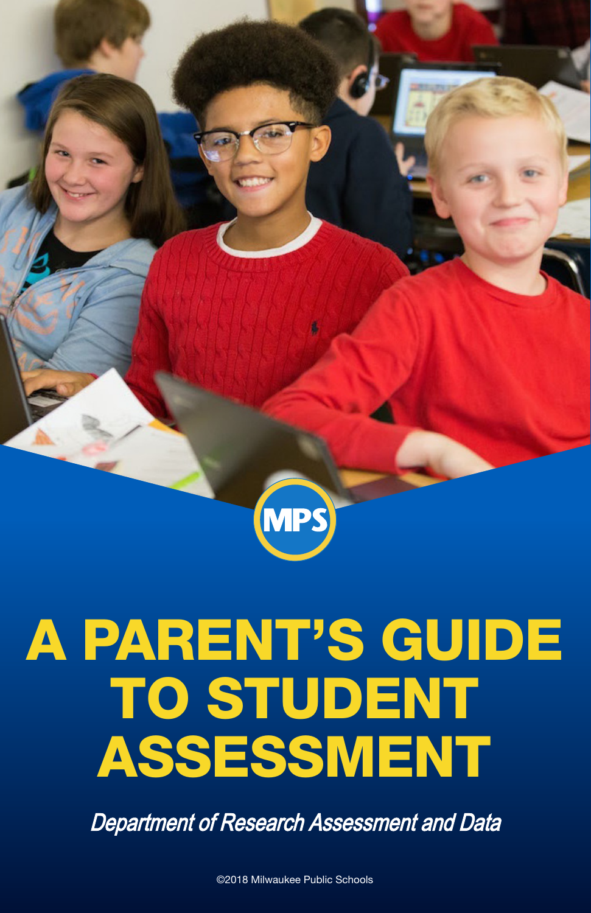MPS

# A PARENT'S GUIDE TO STUDENT ASSESSMENT

*Department of Research Assessment and Data*

©2018 Milwaukee Public Schools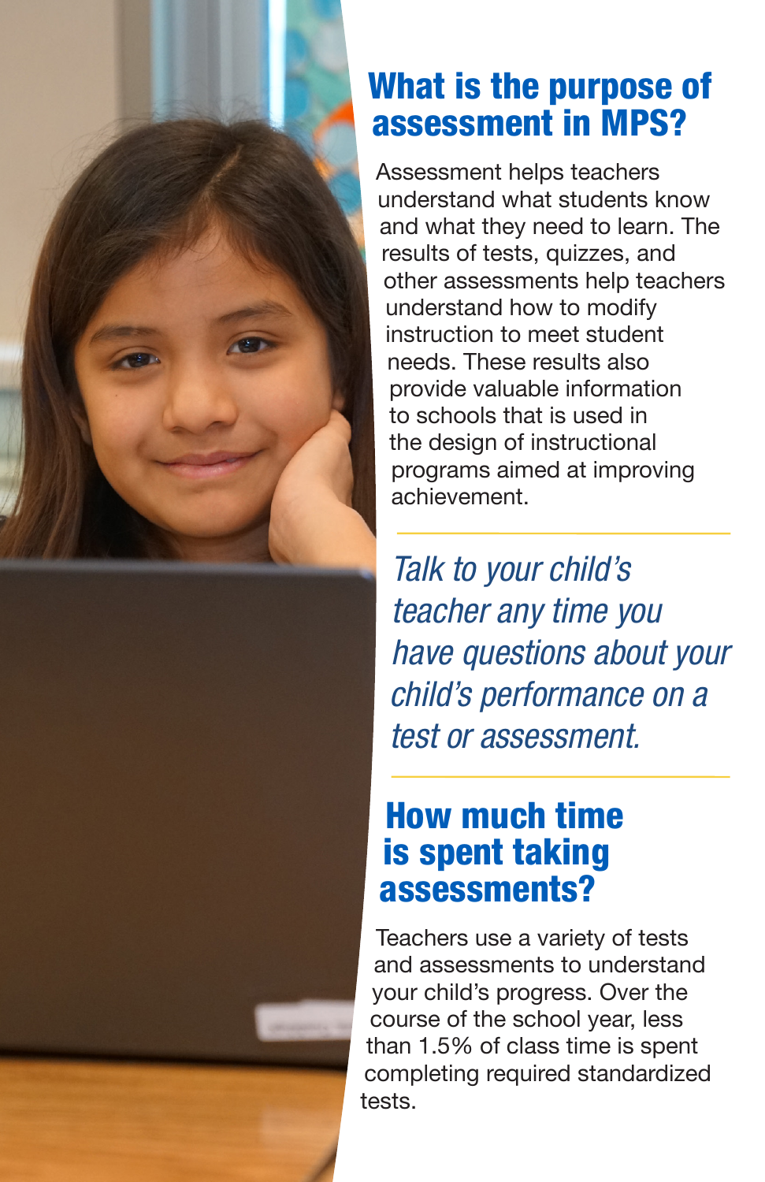## What is the purpose of assessment in MPS?

Assessment helps teachers understand what students know and what they need to learn. The results of tests, quizzes, and other assessments help teachers understand how to modify instruction to meet student needs. These results also provide valuable information to schools that is used in the design of instructional programs aimed at improving achievement.

---

*Talk to your child's teacher any time you have questions about your child's performance on a test or assessment.*

---

## How much time is spent taking assessments?

Teachers use a variety of tests and assessments to understand your child's progress. Over the course of the school year, less than 1.5% of class time is spent completing required standardized tests.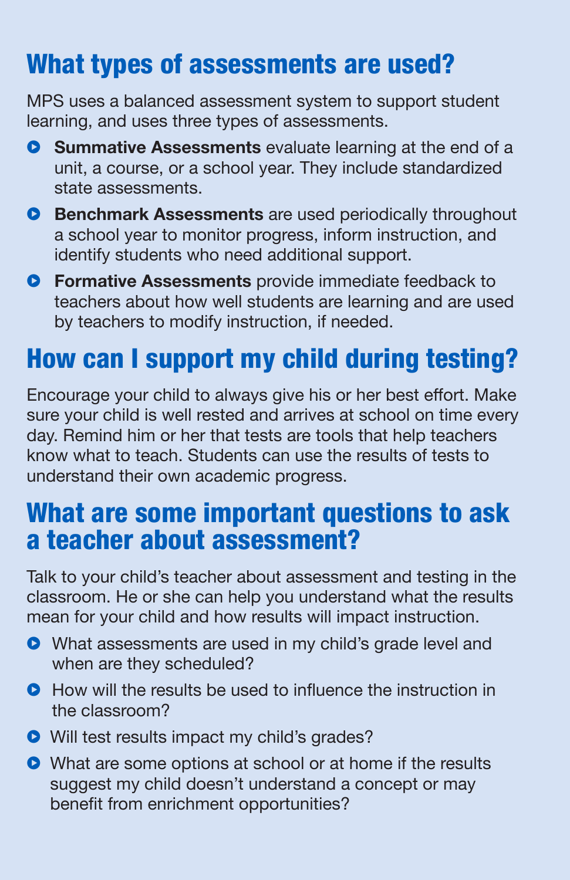## What types of assessments are used?

MPS uses a balanced assessment system to support student learning, and uses three types of assessments.

- **Summative Assessments** evaluate learning at the end of a unit, a course, or a school year. They include standardized state assessments.
- **Benchmark Assessments** are used periodically throughout a school year to monitor progress, inform instruction, and identify students who need additional support.
- **Formative Assessments** provide immediate feedback to teachers about how well students are learning and are used by teachers to modify instruction, if needed.

## How can I support my child during testing?

Encourage your child to always give his or her best effort. Make sure your child is well rested and arrives at school on time every day. Remind him or her that tests are tools that help teachers know what to teach. Students can use the results of tests to understand their own academic progress.

## What are some important questions to ask a teacher about assessment?

Talk to your child's teacher about assessment and testing in the classroom. He or she can help you understand what the results mean for your child and how results will impact instruction.

- What assessments are used in my child's grade level and when are they scheduled?
- How will the results be used to influence the instruction in the classroom?
- Will test results impact my child's grades?
- What are some options at school or at home if the results suggest my child doesn't understand a concept or may benefit from enrichment opportunities?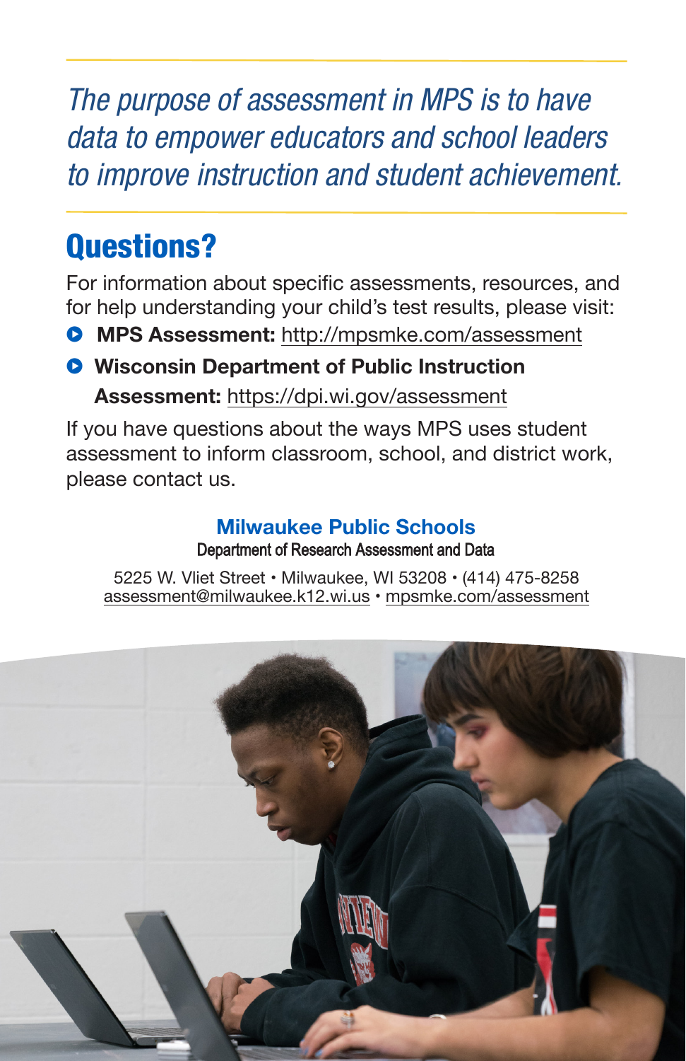*The purpose of assessment in MPS is to have data to empower educators and school leaders to improve instruction and student achievement.*

## Questions?

For information about specific assessments, resources, and for help understanding your child's test results, please visit:

- **MPS Assessment:** http://mpsmke.com/assessment
- **Wisconsin Department of Public Instruction Assessment:** https://dpi.wi.gov/assessment

If you have questions about the ways MPS uses student assessment to inform classroom, school, and district work, please contact us.

**Milwaukee Public Schools**
Department of Research Assessment and Data

5225 W. Vliet Street • Milwaukee, WI 53208 • (414) 475-8258
assessment@milwaukee.k12.wi.us • mpsmke.com/assessment